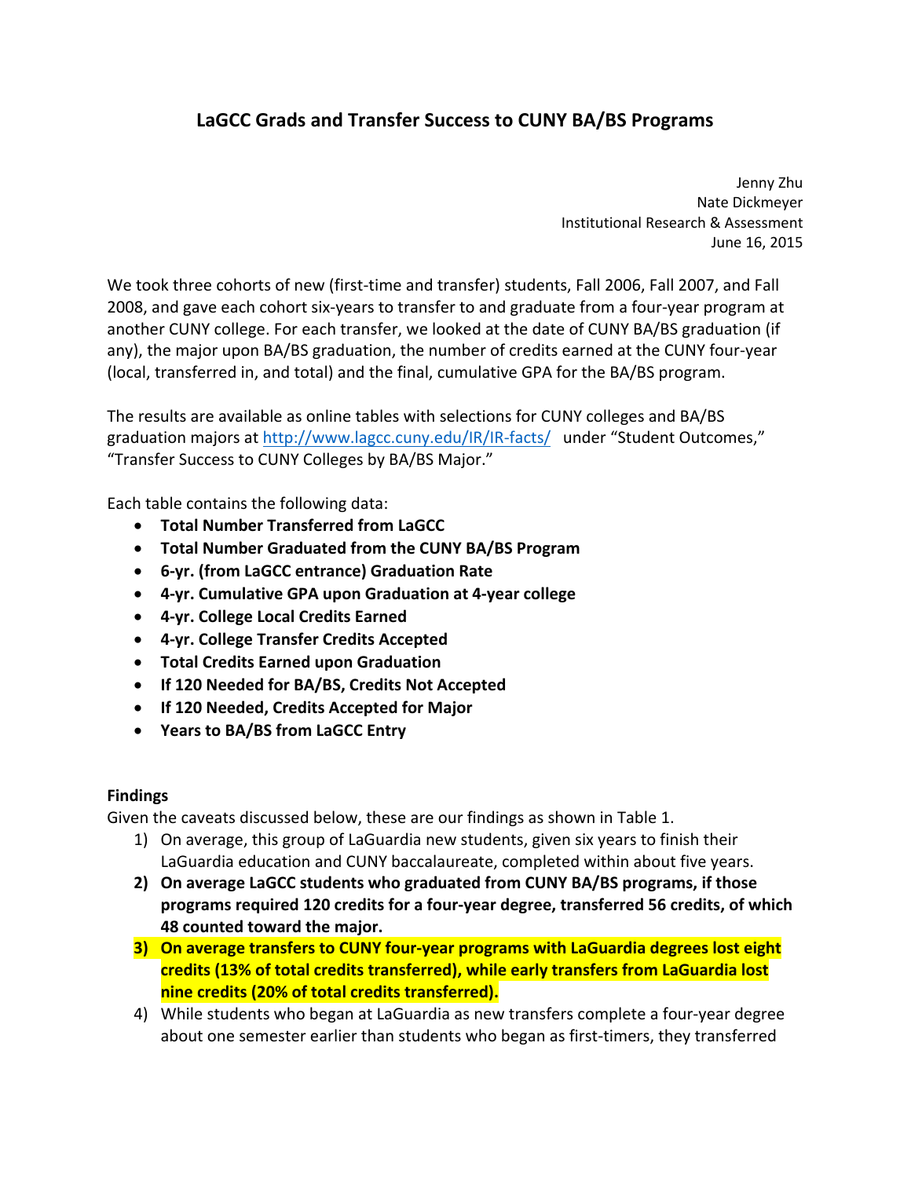# LaGCC Grads and Transfer Success to CUNY BA/BS Programs

Jenny Zhu
Nate Dickmeyer
Institutional Research & Assessment
June 16, 2015

We took three cohorts of new (first-time and transfer) students, Fall 2006, Fall 2007, and Fall 2008, and gave each cohort six-years to transfer to and graduate from a four-year program at another CUNY college. For each transfer, we looked at the date of CUNY BA/BS graduation (if any), the major upon BA/BS graduation, the number of credits earned at the CUNY four-year (local, transferred in, and total) and the final, cumulative GPA for the BA/BS program.

The results are available as online tables with selections for CUNY colleges and BA/BS graduation majors at http://www.lagcc.cuny.edu/IR/IR-facts/ under "Student Outcomes," "Transfer Success to CUNY Colleges by BA/BS Major."

Each table contains the following data:

- **Total Number Transferred from LaGCC**
- **Total Number Graduated from the CUNY BA/BS Program**
- **6-yr. (from LaGCC entrance) Graduation Rate**
- **4-yr. Cumulative GPA upon Graduation at 4-year college**
- **4-yr. College Local Credits Earned**
- **4-yr. College Transfer Credits Accepted**
- **Total Credits Earned upon Graduation**
- **If 120 Needed for BA/BS, Credits Not Accepted**
- **If 120 Needed, Credits Accepted for Major**
- **Years to BA/BS from LaGCC Entry**

### Findings

Given the caveats discussed below, these are our findings as shown in Table 1.

1) On average, this group of LaGuardia new students, given six years to finish their LaGuardia education and CUNY baccalaureate, completed within about five years.
2) **On average LaGCC students who graduated from CUNY BA/BS programs, if those programs required 120 credits for a four-year degree, transferred 56 credits, of which 48 counted toward the major.**
3) **On average transfers to CUNY four-year programs with LaGuardia degrees lost eight credits (13% of total credits transferred), while early transfers from LaGuardia lost nine credits (20% of total credits transferred).**
4) While students who began at LaGuardia as new transfers complete a four-year degree about one semester earlier than students who began as first-timers, they transferred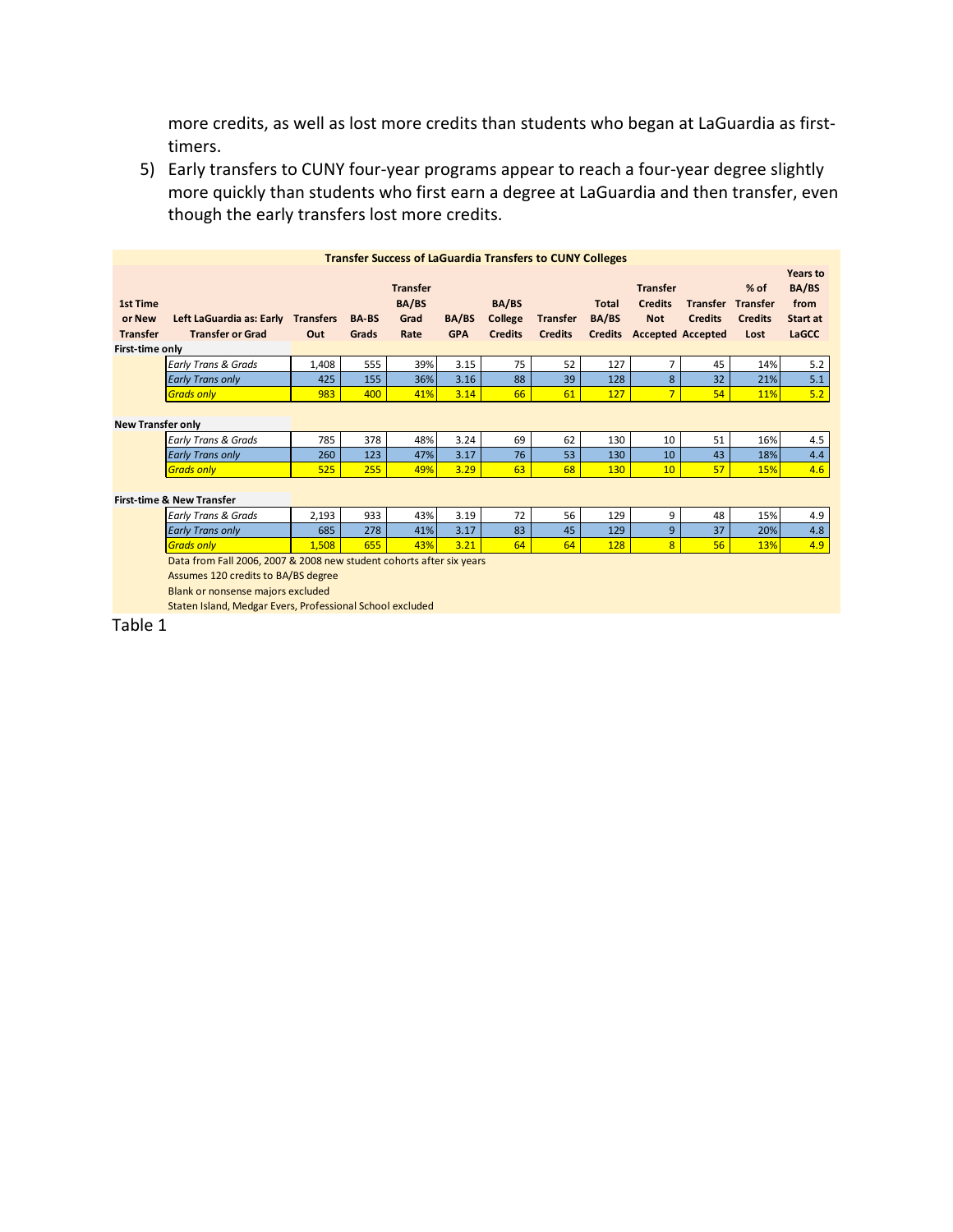more credits, as well as lost more credits than students who began at LaGuardia as first-timers.

5) Early transfers to CUNY four-year programs appear to reach a four-year degree slightly more quickly than students who first earn a degree at LaGuardia and then transfer, even though the early transfers lost more credits.

**Transfer Success of LaGuardia Transfers to CUNY Colleges**

| 1st Time or New Transfer | Left LaGuardia as: Early Transfer or Grad | Transfers Out | BA-BS Grads | Transfer BA/BS Grad Rate | BA/BS GPA | BA/BS College Credits | Transfer Credits | Total BA/BS Credits | Transfer Credits Not Accepted | Transfer Credits Accepted | % of Transfer Credits Lost | Years to BA/BS from Start at LaGCC |
|---|---|---|---|---|---|---|---|---|---|---|---|---|
| **First-time only** | | | | | | | | | | | | |
| | *Early Trans & Grads* | 1,408 | 555 | 39% | 3.15 | 75 | 52 | 127 | 7 | 45 | 14% | 5.2 |
| | *Early Trans only* | 425 | 155 | 36% | 3.16 | 88 | 39 | 128 | 8 | 32 | 21% | 5.1 |
| | *Grads only* | 983 | 400 | 41% | 3.14 | 66 | 61 | 127 | 7 | 54 | 11% | 5.2 |
| **New Transfer only** | | | | | | | | | | | | |
| | *Early Trans & Grads* | 785 | 378 | 48% | 3.24 | 69 | 62 | 130 | 10 | 51 | 16% | 4.5 |
| | *Early Trans only* | 260 | 123 | 47% | 3.17 | 76 | 53 | 130 | 10 | 43 | 18% | 4.4 |
| | *Grads only* | 525 | 255 | 49% | 3.29 | 63 | 68 | 130 | 10 | 57 | 15% | 4.6 |
| **First-time & New Transfer** | | | | | | | | | | | | |
| | *Early Trans & Grads* | 2,193 | 933 | 43% | 3.19 | 72 | 56 | 129 | 9 | 48 | 15% | 4.9 |
| | *Early Trans only* | 685 | 278 | 41% | 3.17 | 83 | 45 | 129 | 9 | 37 | 20% | 4.8 |
| | *Grads only* | 1,508 | 655 | 43% | 3.21 | 64 | 64 | 128 | 8 | 56 | 13% | 4.9 |

Data from Fall 2006, 2007 & 2008 new student cohorts after six years

Assumes 120 credits to BA/BS degree

Blank or nonsense majors excluded

Staten Island, Medgar Evers, Professional School excluded

Table 1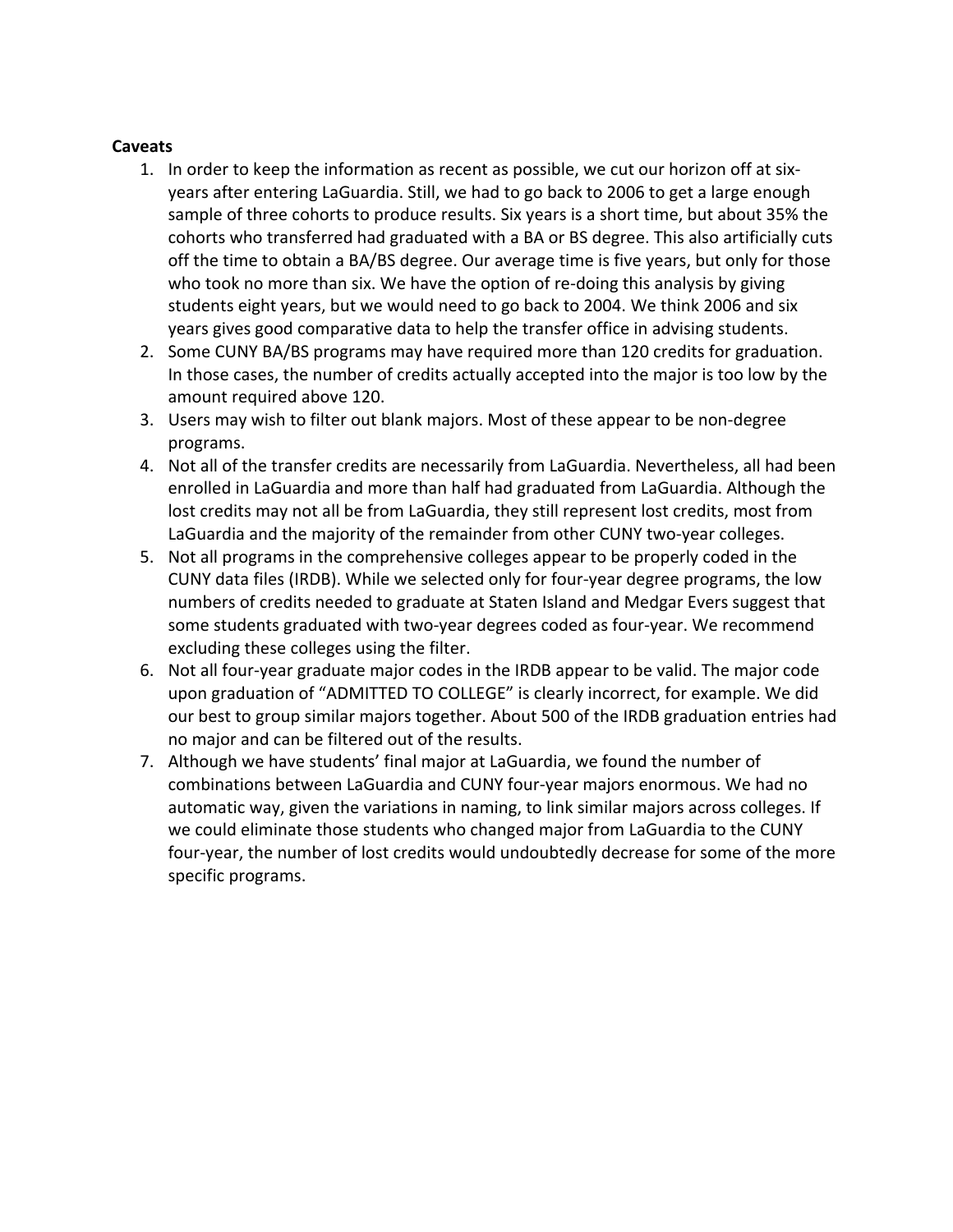**Caveats**

1. In order to keep the information as recent as possible, we cut our horizon off at six-years after entering LaGuardia. Still, we had to go back to 2006 to get a large enough sample of three cohorts to produce results. Six years is a short time, but about 35% the cohorts who transferred had graduated with a BA or BS degree. This also artificially cuts off the time to obtain a BA/BS degree. Our average time is five years, but only for those who took no more than six. We have the option of re-doing this analysis by giving students eight years, but we would need to go back to 2004. We think 2006 and six years gives good comparative data to help the transfer office in advising students.
2. Some CUNY BA/BS programs may have required more than 120 credits for graduation. In those cases, the number of credits actually accepted into the major is too low by the amount required above 120.
3. Users may wish to filter out blank majors. Most of these appear to be non-degree programs.
4. Not all of the transfer credits are necessarily from LaGuardia. Nevertheless, all had been enrolled in LaGuardia and more than half had graduated from LaGuardia. Although the lost credits may not all be from LaGuardia, they still represent lost credits, most from LaGuardia and the majority of the remainder from other CUNY two-year colleges.
5. Not all programs in the comprehensive colleges appear to be properly coded in the CUNY data files (IRDB). While we selected only for four-year degree programs, the low numbers of credits needed to graduate at Staten Island and Medgar Evers suggest that some students graduated with two-year degrees coded as four-year. We recommend excluding these colleges using the filter.
6. Not all four-year graduate major codes in the IRDB appear to be valid. The major code upon graduation of "ADMITTED TO COLLEGE" is clearly incorrect, for example. We did our best to group similar majors together. About 500 of the IRDB graduation entries had no major and can be filtered out of the results.
7. Although we have students' final major at LaGuardia, we found the number of combinations between LaGuardia and CUNY four-year majors enormous. We had no automatic way, given the variations in naming, to link similar majors across colleges. If we could eliminate those students who changed major from LaGuardia to the CUNY four-year, the number of lost credits would undoubtedly decrease for some of the more specific programs.